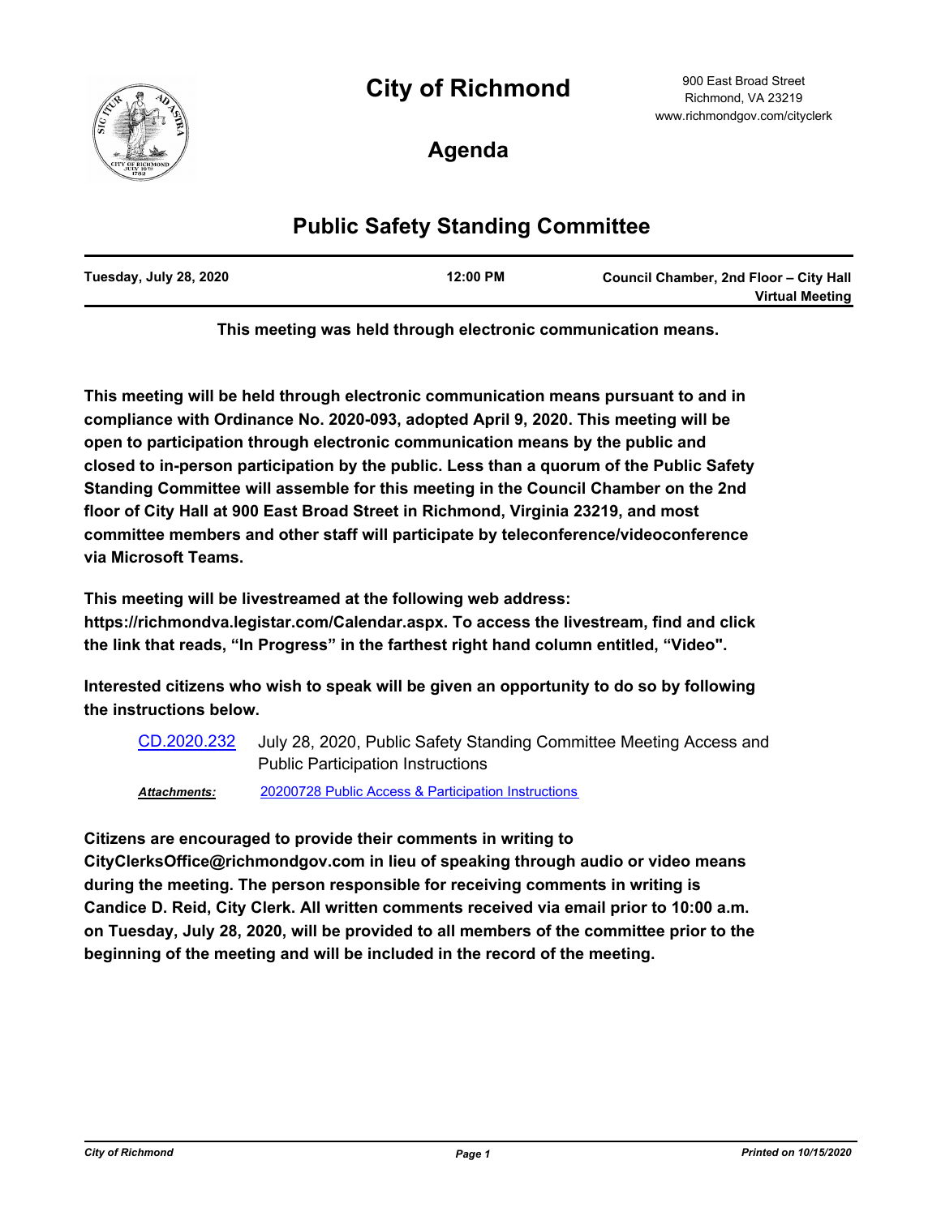# City of Richmond

900 East Broad Street
Richmond, VA 23219
www.richmondgov.com/cityclerk

## Agenda

## Public Safety Standing Committee

| Tuesday, July 28, 2020 | 12:00 PM | Council Chamber, 2nd Floor – City Hall Virtual Meeting |
|---|---|---|

**This meeting was held through electronic communication means.**

**This meeting will be held through electronic communication means pursuant to and in compliance with Ordinance No. 2020-093, adopted April 9, 2020. This meeting will be open to participation through electronic communication means by the public and closed to in-person participation by the public. Less than a quorum of the Public Safety Standing Committee will assemble for this meeting in the Council Chamber on the 2nd floor of City Hall at 900 East Broad Street in Richmond, Virginia 23219, and most committee members and other staff will participate by teleconference/videoconference via Microsoft Teams.**

**This meeting will be livestreamed at the following web address: https://richmondva.legistar.com/Calendar.aspx. To access the livestream, find and click the link that reads, "In Progress" in the farthest right hand column entitled, "Video".**

**Interested citizens who wish to speak will be given an opportunity to do so by following the instructions below.**

CD.2020.232 July 28, 2020, Public Safety Standing Committee Meeting Access and Public Participation Instructions

*Attachments:* 20200728 Public Access & Participation Instructions

**Citizens are encouraged to provide their comments in writing to CityClerksOffice@richmondgov.com in lieu of speaking through audio or video means during the meeting. The person responsible for receiving comments in writing is Candice D. Reid, City Clerk. All written comments received via email prior to 10:00 a.m. on Tuesday, July 28, 2020, will be provided to all members of the committee prior to the beginning of the meeting and will be included in the record of the meeting.**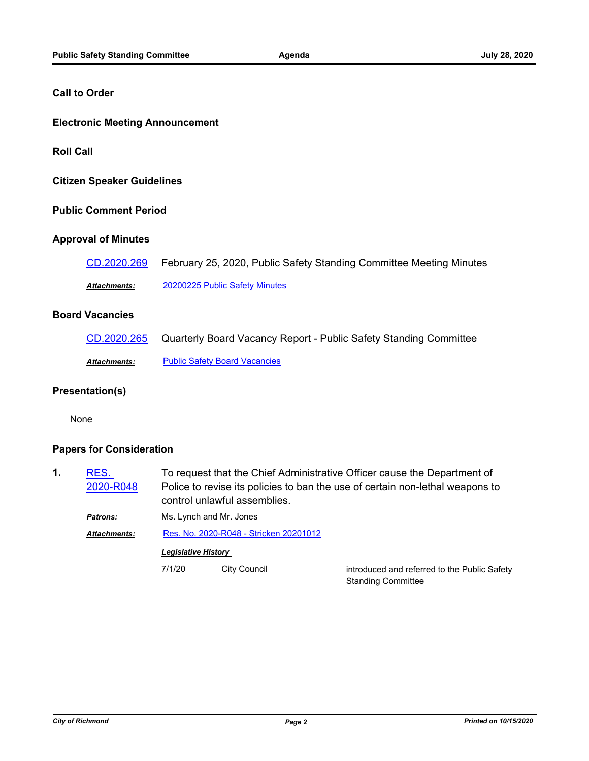## Call to Order

## Electronic Meeting Announcement

## Roll Call

## Citizen Speaker Guidelines

## Public Comment Period

## Approval of Minutes

**CD.2020.269** February 25, 2020, Public Safety Standing Committee Meeting Minutes

***Attachments:*** 20200225 Public Safety Minutes

## Board Vacancies

**CD.2020.265** Quarterly Board Vacancy Report - Public Safety Standing Committee

***Attachments:*** Public Safety Board Vacancies

## Presentation(s)

None

## Papers for Consideration

**1.** **RES. 2020-R048** To request that the Chief Administrative Officer cause the Department of Police to revise its policies to ban the use of certain non-lethal weapons to control unlawful assemblies.

***Patrons:*** Ms. Lynch and Mr. Jones

***Attachments:*** Res. No. 2020-R048 - Stricken 20201012

***Legislative History***

| Date | Body | Action |
|---|---|---|
| 7/1/20 | City Council | introduced and referred to the Public Safety Standing Committee |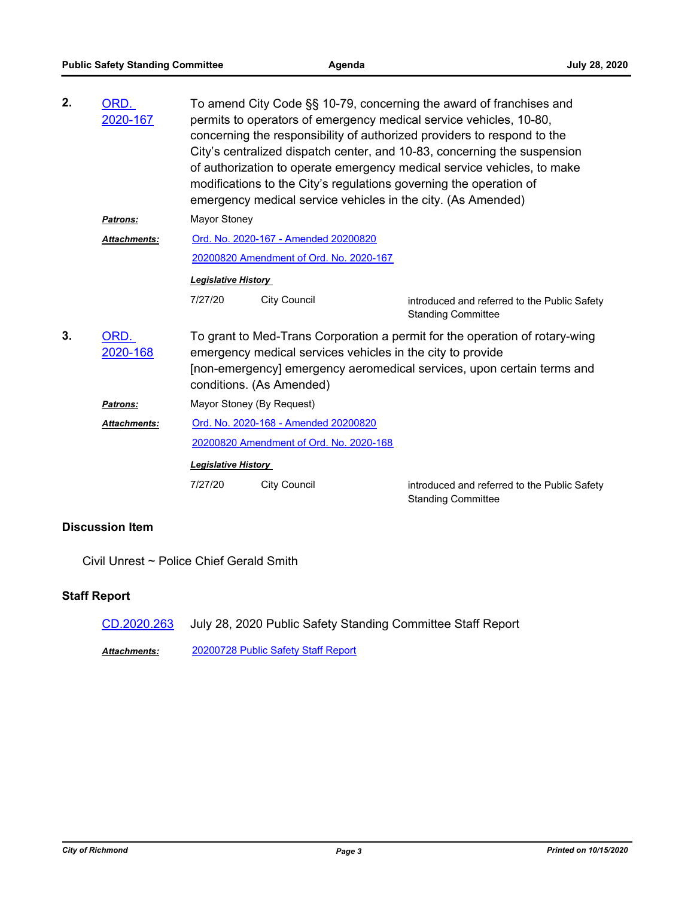**2.** ORD. 2020-167

To amend City Code §§ 10-79, concerning the award of franchises and permits to operators of emergency medical service vehicles, 10-80, concerning the responsibility of authorized providers to respond to the City's centralized dispatch center, and 10-83, concerning the suspension of authorization to operate emergency medical service vehicles, to make modifications to the City's regulations governing the operation of emergency medical service vehicles in the city. (As Amended)

***Patrons:*** Mayor Stoney

***Attachments:*** Ord. No. 2020-167 - Amended 20200820
20200820 Amendment of Ord. No. 2020-167

***Legislative History***

| | | |
|---|---|---|
| 7/27/20 | City Council | introduced and referred to the Public Safety Standing Committee |

**3.** ORD. 2020-168

To grant to Med-Trans Corporation a permit for the operation of rotary-wing emergency medical services vehicles in the city to provide [non-emergency] emergency aeromedical services, upon certain terms and conditions. (As Amended)

***Patrons:*** Mayor Stoney (By Request)

***Attachments:*** Ord. No. 2020-168 - Amended 20200820
20200820 Amendment of Ord. No. 2020-168

***Legislative History***

| | | |
|---|---|---|
| 7/27/20 | City Council | introduced and referred to the Public Safety Standing Committee |

## Discussion Item

Civil Unrest ~ Police Chief Gerald Smith

## Staff Report

CD.2020.263 July 28, 2020 Public Safety Standing Committee Staff Report

***Attachments:*** 20200728 Public Safety Staff Report